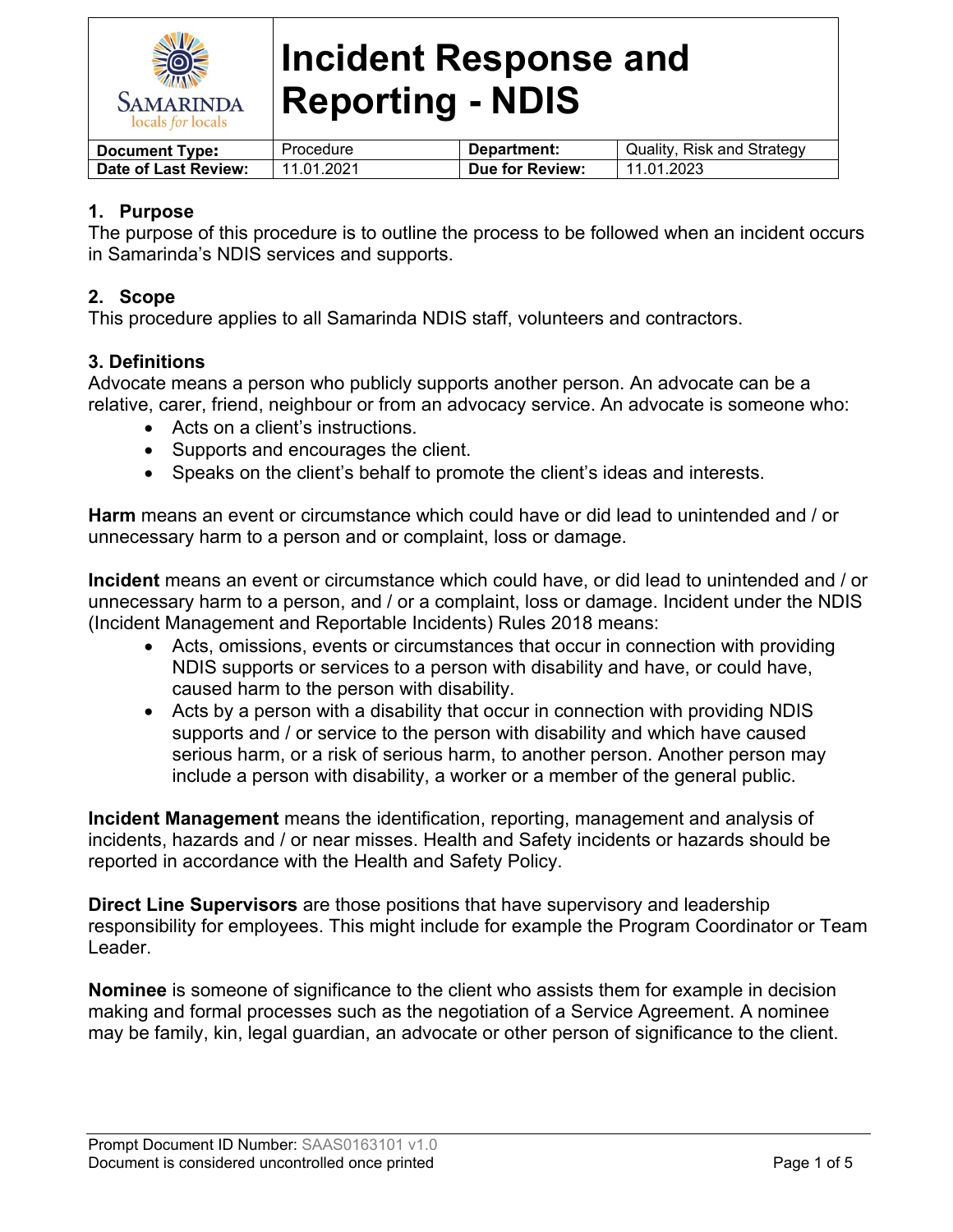# Incident Response and Reporting - NDIS

| Document Type: | Procedure | Department: | Quality, Risk and Strategy |
|---|---|---|---|
| Date of Last Review: | 11.01.2021 | Due for Review: | 11.01.2023 |

## 1. Purpose

The purpose of this procedure is to outline the process to be followed when an incident occurs in Samarinda's NDIS services and supports.

## 2. Scope

This procedure applies to all Samarinda NDIS staff, volunteers and contractors.

## 3. Definitions

Advocate means a person who publicly supports another person. An advocate can be a relative, carer, friend, neighbour or from an advocacy service. An advocate is someone who:

- Acts on a client's instructions.
- Supports and encourages the client.
- Speaks on the client's behalf to promote the client's ideas and interests.

**Harm** means an event or circumstance which could have or did lead to unintended and / or unnecessary harm to a person and or complaint, loss or damage.

**Incident** means an event or circumstance which could have, or did lead to unintended and / or unnecessary harm to a person, and / or a complaint, loss or damage. Incident under the NDIS (Incident Management and Reportable Incidents) Rules 2018 means:

- Acts, omissions, events or circumstances that occur in connection with providing NDIS supports or services to a person with disability and have, or could have, caused harm to the person with disability.
- Acts by a person with a disability that occur in connection with providing NDIS supports and / or service to the person with disability and which have caused serious harm, or a risk of serious harm, to another person. Another person may include a person with disability, a worker or a member of the general public.

**Incident Management** means the identification, reporting, management and analysis of incidents, hazards and / or near misses. Health and Safety incidents or hazards should be reported in accordance with the Health and Safety Policy.

**Direct Line Supervisors** are those positions that have supervisory and leadership responsibility for employees. This might include for example the Program Coordinator or Team Leader.

**Nominee** is someone of significance to the client who assists them for example in decision making and formal processes such as the negotiation of a Service Agreement. A nominee may be family, kin, legal guardian, an advocate or other person of significance to the client.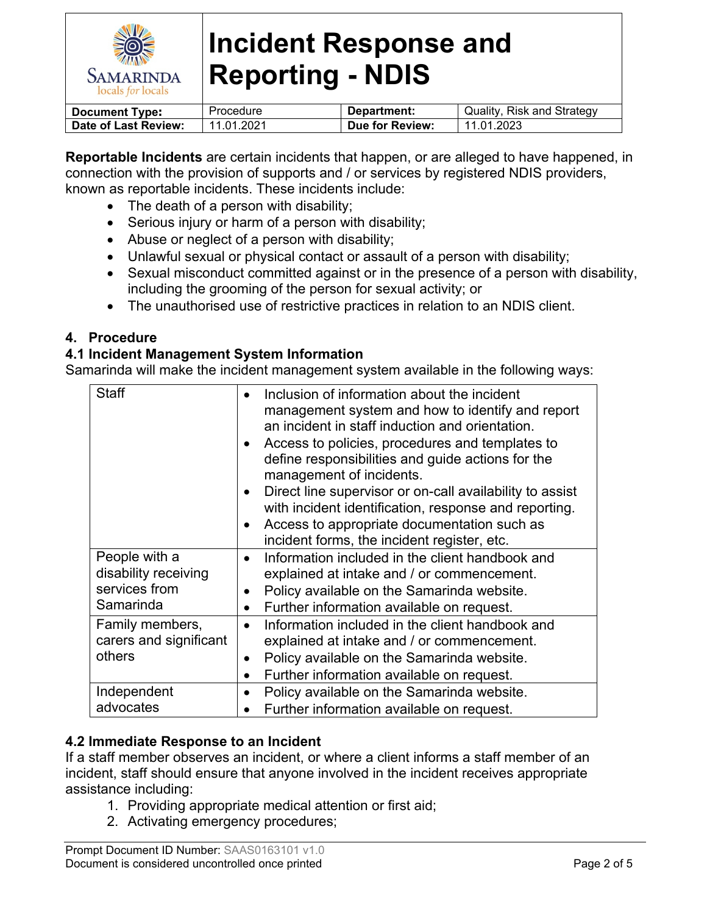**Reportable Incidents** are certain incidents that happen, or are alleged to have happened, in connection with the provision of supports and / or services by registered NDIS providers, known as reportable incidents. These incidents include:

- The death of a person with disability;
- Serious injury or harm of a person with disability;
- Abuse or neglect of a person with disability;
- Unlawful sexual or physical contact or assault of a person with disability;
- Sexual misconduct committed against or in the presence of a person with disability, including the grooming of the person for sexual activity; or
- The unauthorised use of restrictive practices in relation to an NDIS client.

## 4. Procedure

### 4.1 Incident Management System Information

Samarinda will make the incident management system available in the following ways:

| | |
|---|---|
| Staff | • Inclusion of information about the incident management system and how to identify and report an incident in staff induction and orientation.<br>• Access to policies, procedures and templates to define responsibilities and guide actions for the management of incidents.<br>• Direct line supervisor or on-call availability to assist with incident identification, response and reporting.<br>• Access to appropriate documentation such as incident forms, the incident register, etc. |
| People with a disability receiving services from Samarinda | • Information included in the client handbook and explained at intake and / or commencement.<br>• Policy available on the Samarinda website.<br>• Further information available on request. |
| Family members, carers and significant others | • Information included in the client handbook and explained at intake and / or commencement.<br>• Policy available on the Samarinda website.<br>• Further information available on request. |
| Independent advocates | • Policy available on the Samarinda website.<br>• Further information available on request. |

### 4.2 Immediate Response to an Incident

If a staff member observes an incident, or where a client informs a staff member of an incident, staff should ensure that anyone involved in the incident receives appropriate assistance including:

1. Providing appropriate medical attention or first aid;
2. Activating emergency procedures;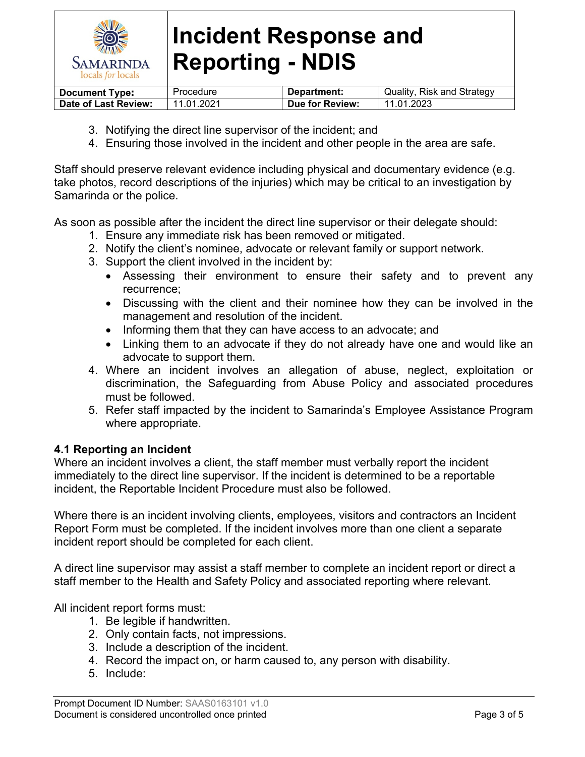3. Notifying the direct line supervisor of the incident; and
4. Ensuring those involved in the incident and other people in the area are safe.

Staff should preserve relevant evidence including physical and documentary evidence (e.g. take photos, record descriptions of the injuries) which may be critical to an investigation by Samarinda or the police.

As soon as possible after the incident the direct line supervisor or their delegate should:

1. Ensure any immediate risk has been removed or mitigated.
2. Notify the client's nominee, advocate or relevant family or support network.
3. Support the client involved in the incident by:
   - Assessing their environment to ensure their safety and to prevent any recurrence;
   - Discussing with the client and their nominee how they can be involved in the management and resolution of the incident.
   - Informing them that they can have access to an advocate; and
   - Linking them to an advocate if they do not already have one and would like an advocate to support them.
4. Where an incident involves an allegation of abuse, neglect, exploitation or discrimination, the Safeguarding from Abuse Policy and associated procedures must be followed.
5. Refer staff impacted by the incident to Samarinda's Employee Assistance Program where appropriate.

### 4.1 Reporting an Incident

Where an incident involves a client, the staff member must verbally report the incident immediately to the direct line supervisor. If the incident is determined to be a reportable incident, the Reportable Incident Procedure must also be followed.

Where there is an incident involving clients, employees, visitors and contractors an Incident Report Form must be completed. If the incident involves more than one client a separate incident report should be completed for each client.

A direct line supervisor may assist a staff member to complete an incident report or direct a staff member to the Health and Safety Policy and associated reporting where relevant.

All incident report forms must:

1. Be legible if handwritten.
2. Only contain facts, not impressions.
3. Include a description of the incident.
4. Record the impact on, or harm caused to, any person with disability.
5. Include: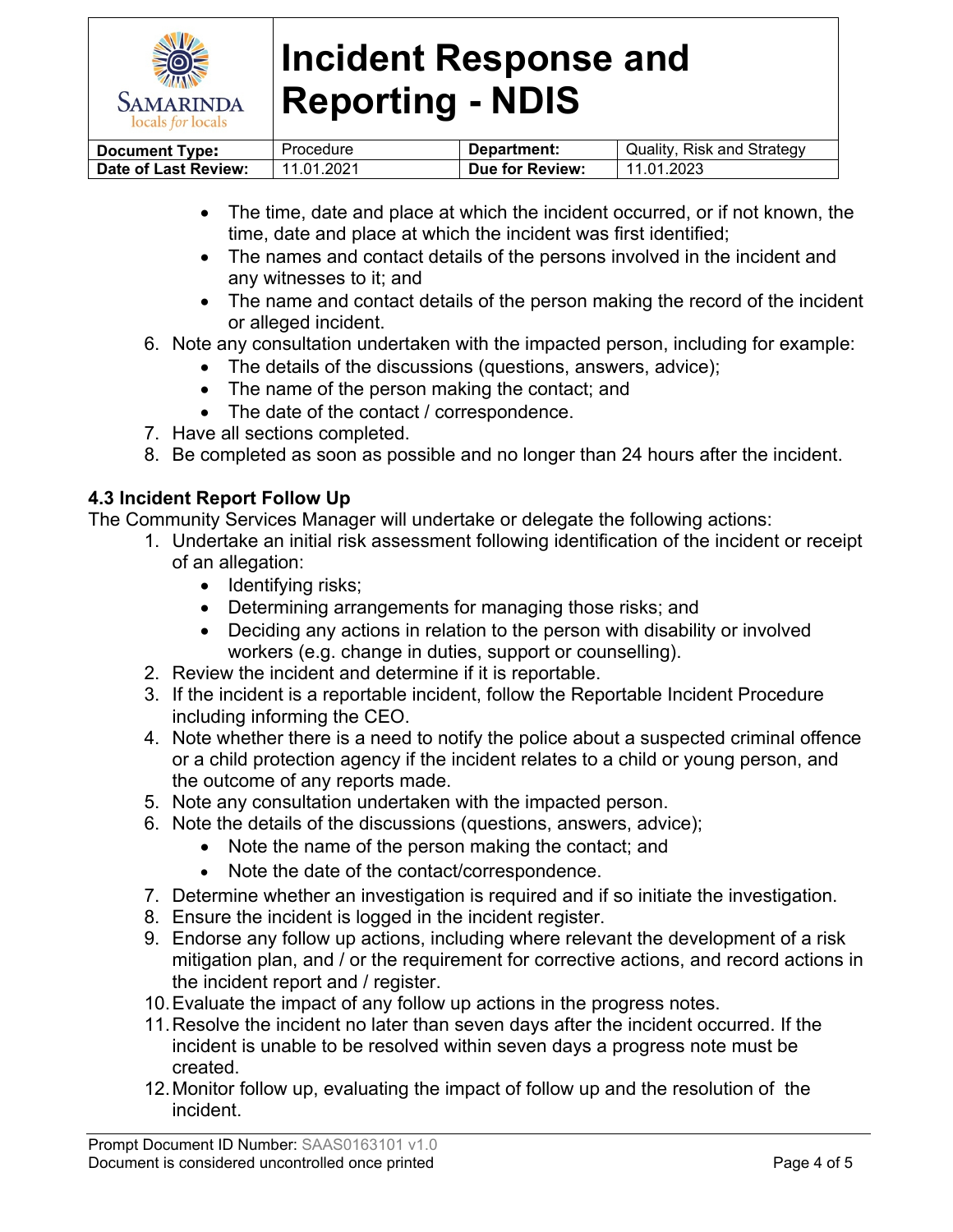- The time, date and place at which the incident occurred, or if not known, the time, date and place at which the incident was first identified;
    - The names and contact details of the persons involved in the incident and any witnesses to it; and
    - The name and contact details of the person making the record of the incident or alleged incident.
6. Note any consultation undertaken with the impacted person, including for example:
    - The details of the discussions (questions, answers, advice);
    - The name of the person making the contact; and
    - The date of the contact / correspondence.
7. Have all sections completed.
8. Be completed as soon as possible and no longer than 24 hours after the incident.

**4.3 Incident Report Follow Up**

The Community Services Manager will undertake or delegate the following actions:

1. Undertake an initial risk assessment following identification of the incident or receipt of an allegation:
    - Identifying risks;
    - Determining arrangements for managing those risks; and
    - Deciding any actions in relation to the person with disability or involved workers (e.g. change in duties, support or counselling).
2. Review the incident and determine if it is reportable.
3. If the incident is a reportable incident, follow the Reportable Incident Procedure including informing the CEO.
4. Note whether there is a need to notify the police about a suspected criminal offence or a child protection agency if the incident relates to a child or young person, and the outcome of any reports made.
5. Note any consultation undertaken with the impacted person.
6. Note the details of the discussions (questions, answers, advice);
    - Note the name of the person making the contact; and
    - Note the date of the contact/correspondence.
7. Determine whether an investigation is required and if so initiate the investigation.
8. Ensure the incident is logged in the incident register.
9. Endorse any follow up actions, including where relevant the development of a risk mitigation plan, and / or the requirement for corrective actions, and record actions in the incident report and / register.
10. Evaluate the impact of any follow up actions in the progress notes.
11. Resolve the incident no later than seven days after the incident occurred. If the incident is unable to be resolved within seven days a progress note must be created.
12. Monitor follow up, evaluating the impact of follow up and the resolution of the incident.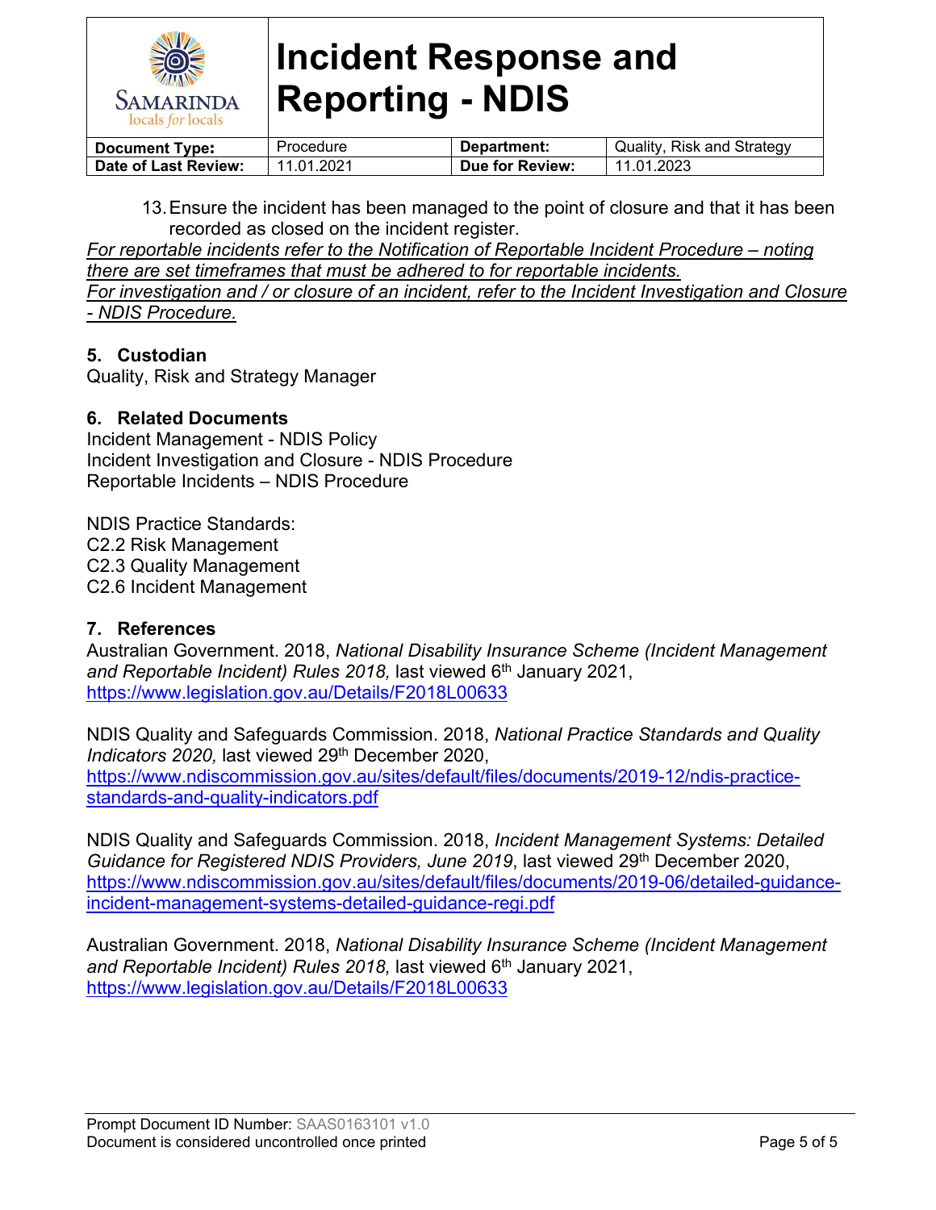13. Ensure the incident has been managed to the point of closure and that it has been recorded as closed on the incident register.

*For reportable incidents refer to the Notification of Reportable Incident Procedure – noting there are set timeframes that must be adhered to for reportable incidents.*
*For investigation and / or closure of an incident, refer to the Incident Investigation and Closure - NDIS Procedure.*

## 5. Custodian

Quality, Risk and Strategy Manager

## 6. Related Documents

Incident Management - NDIS Policy
Incident Investigation and Closure - NDIS Procedure
Reportable Incidents – NDIS Procedure

NDIS Practice Standards:
C2.2 Risk Management
C2.3 Quality Management
C2.6 Incident Management

## 7. References

Australian Government. 2018, *National Disability Insurance Scheme (Incident Management and Reportable Incident) Rules 2018,* last viewed 6th January 2021, https://www.legislation.gov.au/Details/F2018L00633

NDIS Quality and Safeguards Commission. 2018, *National Practice Standards and Quality Indicators 2020,* last viewed 29th December 2020, https://www.ndiscommission.gov.au/sites/default/files/documents/2019-12/ndis-practice-standards-and-quality-indicators.pdf

NDIS Quality and Safeguards Commission. 2018, *Incident Management Systems: Detailed Guidance for Registered NDIS Providers, June 2019*, last viewed 29th December 2020, https://www.ndiscommission.gov.au/sites/default/files/documents/2019-06/detailed-guidance-incident-management-systems-detailed-guidance-regi.pdf

Australian Government. 2018, *National Disability Insurance Scheme (Incident Management and Reportable Incident) Rules 2018,* last viewed 6th January 2021, https://www.legislation.gov.au/Details/F2018L00633